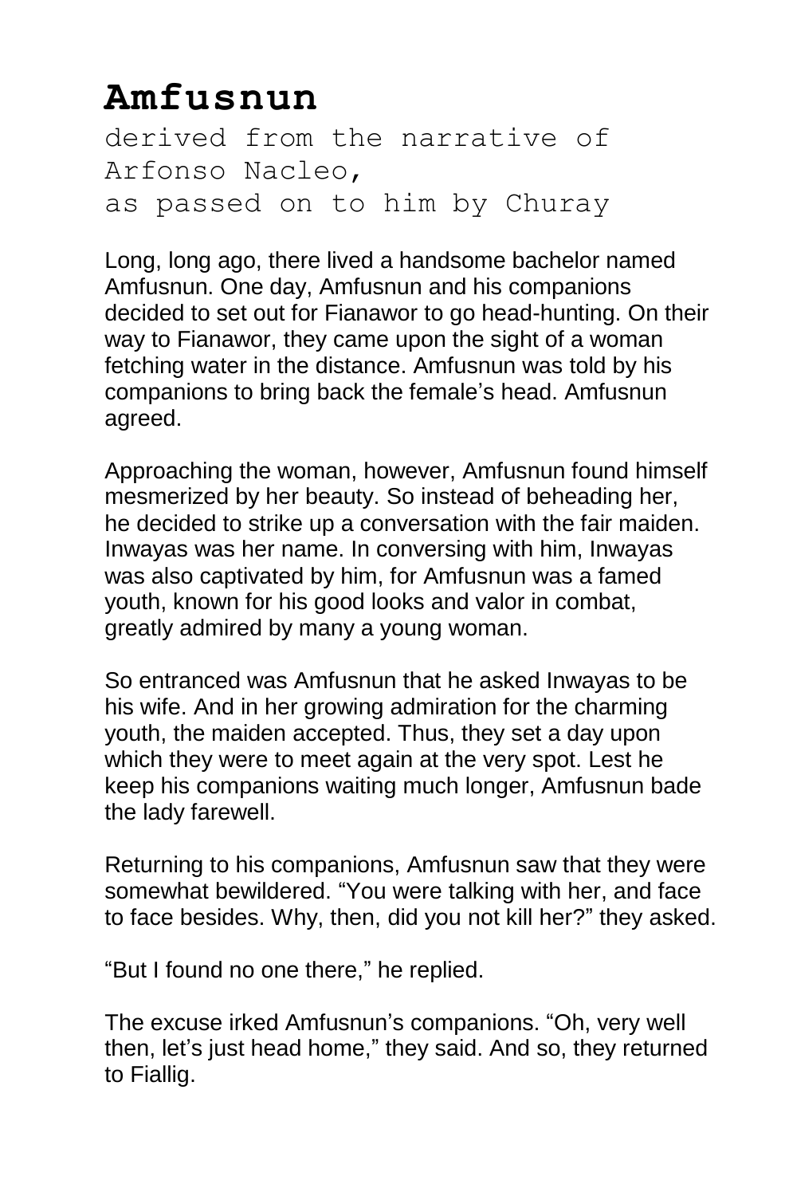# Amfusnun

derived from the narrative of Arfonso Nacleo, as passed on to him by Churay

Long, long ago, there lived a handsome bachelor named Amfusnun. One day, Amfusnun and his companions decided to set out for Fianawor to go head-hunting. On their way to Fianawor, they came upon the sight of a woman fetching water in the distance. Amfusnun was told by his companions to bring back the female's head. Amfusnun agreed.

Approaching the woman, however, Amfusnun found himself mesmerized by her beauty. So instead of beheading her, he decided to strike up a conversation with the fair maiden. Inwayas was her name. In conversing with him, Inwayas was also captivated by him, for Amfusnun was a famed youth, known for his good looks and valor in combat, greatly admired by many a young woman.

So entranced was Amfusnun that he asked Inwayas to be his wife. And in her growing admiration for the charming youth, the maiden accepted. Thus, they set a day upon which they were to meet again at the very spot. Lest he keep his companions waiting much longer, Amfusnun bade the lady farewell.

Returning to his companions, Amfusnun saw that they were somewhat bewildered. "You were talking with her, and face to face besides. Why, then, did you not kill her?" they asked.

"But I found no one there," he replied.

The excuse irked Amfusnun's companions. "Oh, very well then, let's just head home," they said. And so, they returned to Fiallig.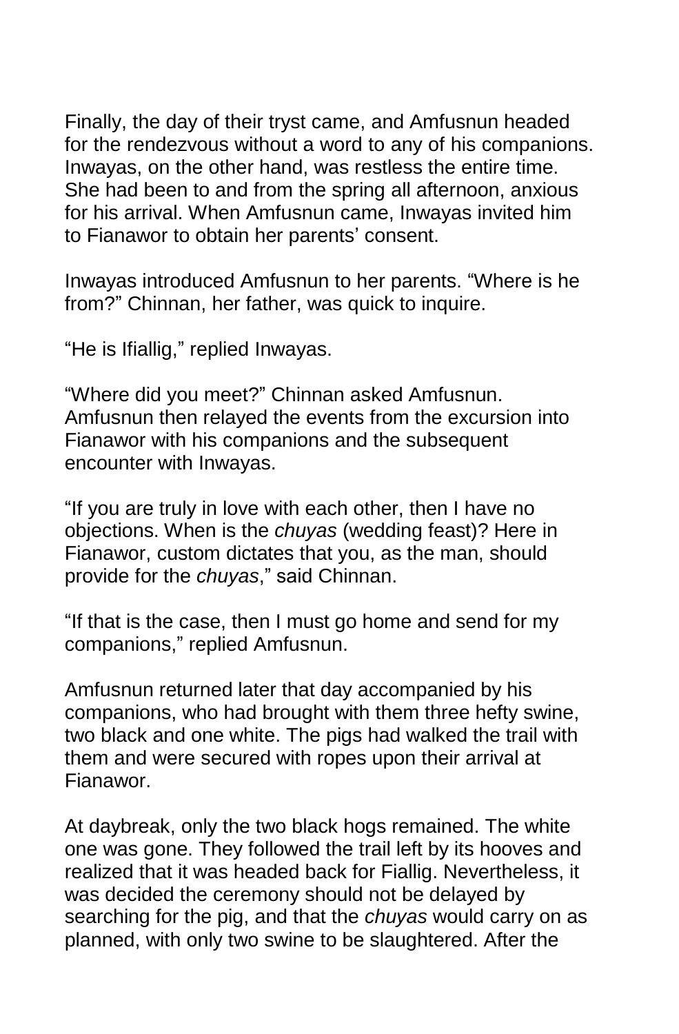Finally, the day of their tryst came, and Amfusnun headed for the rendezvous without a word to any of his companions. Inwayas, on the other hand, was restless the entire time. She had been to and from the spring all afternoon, anxious for his arrival. When Amfusnun came, Inwayas invited him to Fianawor to obtain her parents' consent.

Inwayas introduced Amfusnun to her parents. "Where is he from?" Chinnan, her father, was quick to inquire.

"He is Ifiallig," replied Inwayas.

"Where did you meet?" Chinnan asked Amfusnun. Amfusnun then relayed the events from the excursion into Fianawor with his companions and the subsequent encounter with Inwayas.

"If you are truly in love with each other, then I have no objections. When is the *chuyas* (wedding feast)? Here in Fianawor, custom dictates that you, as the man, should provide for the *chuyas*," said Chinnan.

"If that is the case, then I must go home and send for my companions," replied Amfusnun.

Amfusnun returned later that day accompanied by his companions, who had brought with them three hefty swine, two black and one white. The pigs had walked the trail with them and were secured with ropes upon their arrival at Fianawor.

At daybreak, only the two black hogs remained. The white one was gone. They followed the trail left by its hooves and realized that it was headed back for Fiallig. Nevertheless, it was decided the ceremony should not be delayed by searching for the pig, and that the *chuyas* would carry on as planned, with only two swine to be slaughtered. After the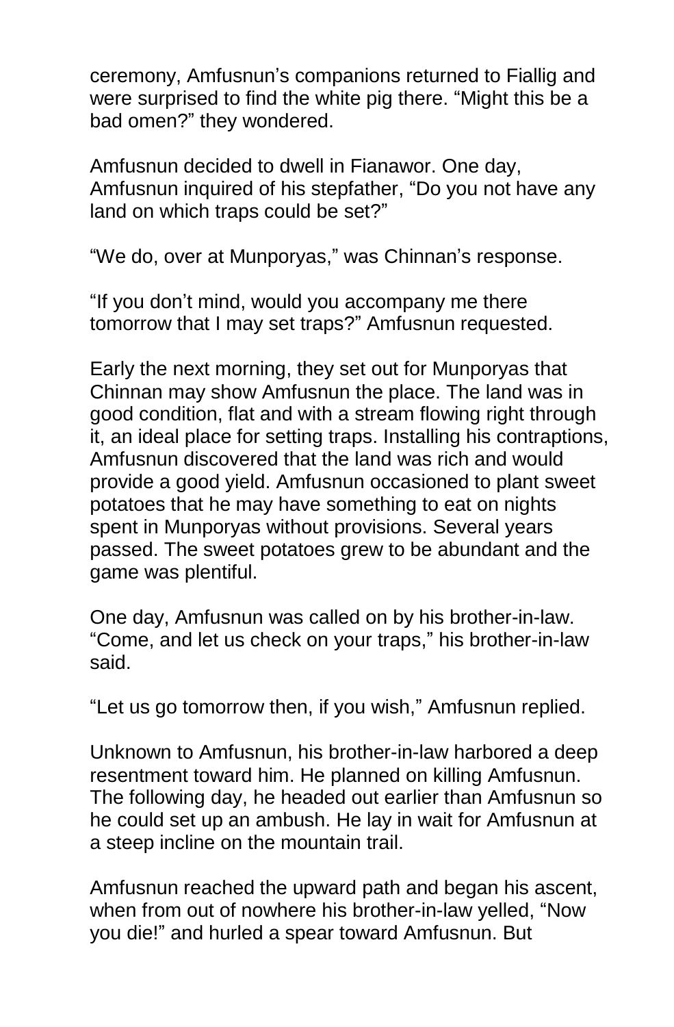ceremony, Amfusnun's companions returned to Fiallig and were surprised to find the white pig there. "Might this be a bad omen?" they wondered.

Amfusnun decided to dwell in Fianawor. One day, Amfusnun inquired of his stepfather, "Do you not have any land on which traps could be set?"

"We do, over at Munporyas," was Chinnan's response.

"If you don't mind, would you accompany me there tomorrow that I may set traps?" Amfusnun requested.

Early the next morning, they set out for Munporyas that Chinnan may show Amfusnun the place. The land was in good condition, flat and with a stream flowing right through it, an ideal place for setting traps. Installing his contraptions, Amfusnun discovered that the land was rich and would provide a good yield. Amfusnun occasioned to plant sweet potatoes that he may have something to eat on nights spent in Munporyas without provisions. Several years passed. The sweet potatoes grew to be abundant and the game was plentiful.

One day, Amfusnun was called on by his brother-in-law. "Come, and let us check on your traps," his brother-in-law said.

"Let us go tomorrow then, if you wish," Amfusnun replied.

Unknown to Amfusnun, his brother-in-law harbored a deep resentment toward him. He planned on killing Amfusnun. The following day, he headed out earlier than Amfusnun so he could set up an ambush. He lay in wait for Amfusnun at a steep incline on the mountain trail.

Amfusnun reached the upward path and began his ascent, when from out of nowhere his brother-in-law yelled, "Now you die!" and hurled a spear toward Amfusnun. But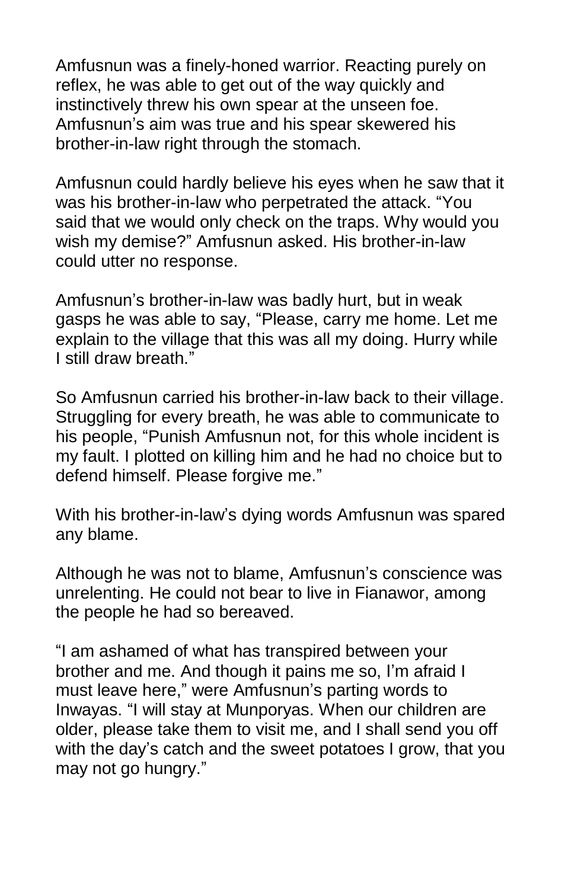Amfusnun was a finely-honed warrior. Reacting purely on reflex, he was able to get out of the way quickly and instinctively threw his own spear at the unseen foe. Amfusnun's aim was true and his spear skewered his brother-in-law right through the stomach.

Amfusnun could hardly believe his eyes when he saw that it was his brother-in-law who perpetrated the attack. "You said that we would only check on the traps. Why would you wish my demise?" Amfusnun asked. His brother-in-law could utter no response.

Amfusnun's brother-in-law was badly hurt, but in weak gasps he was able to say, "Please, carry me home. Let me explain to the village that this was all my doing. Hurry while I still draw breath."

So Amfusnun carried his brother-in-law back to their village. Struggling for every breath, he was able to communicate to his people, "Punish Amfusnun not, for this whole incident is my fault. I plotted on killing him and he had no choice but to defend himself. Please forgive me."

With his brother-in-law's dying words Amfusnun was spared any blame.

Although he was not to blame, Amfusnun's conscience was unrelenting. He could not bear to live in Fianawor, among the people he had so bereaved.

"I am ashamed of what has transpired between your brother and me. And though it pains me so, I'm afraid I must leave here," were Amfusnun's parting words to Inwayas. "I will stay at Munporyas. When our children are older, please take them to visit me, and I shall send you off with the day's catch and the sweet potatoes I grow, that you may not go hungry."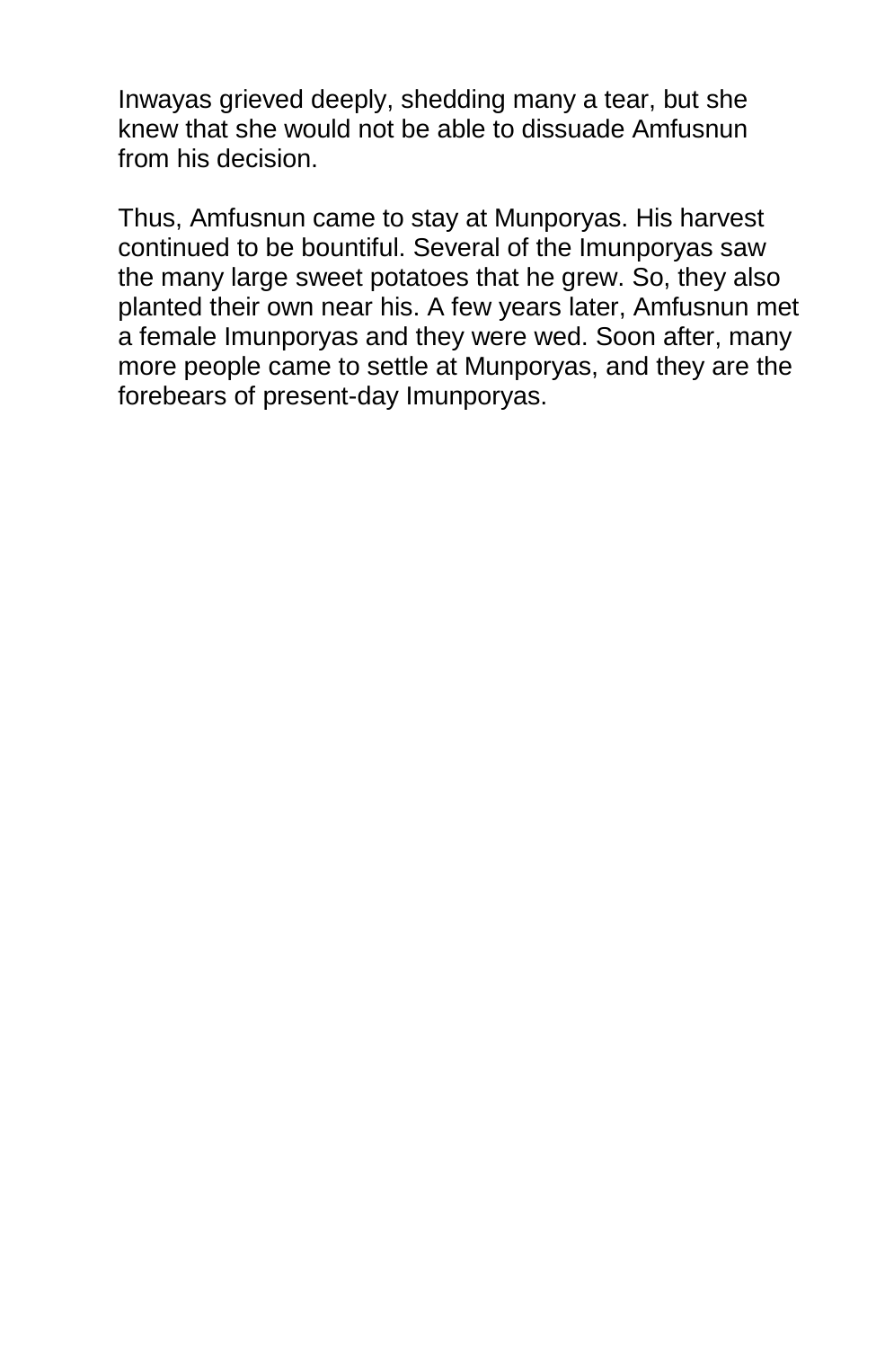Inwayas grieved deeply, shedding many a tear, but she knew that she would not be able to dissuade Amfusnun from his decision.

Thus, Amfusnun came to stay at Munporyas. His harvest continued to be bountiful. Several of the Imunporyas saw the many large sweet potatoes that he grew. So, they also planted their own near his. A few years later, Amfusnun met a female Imunporyas and they were wed. Soon after, many more people came to settle at Munporyas, and they are the forebears of present-day Imunporyas.